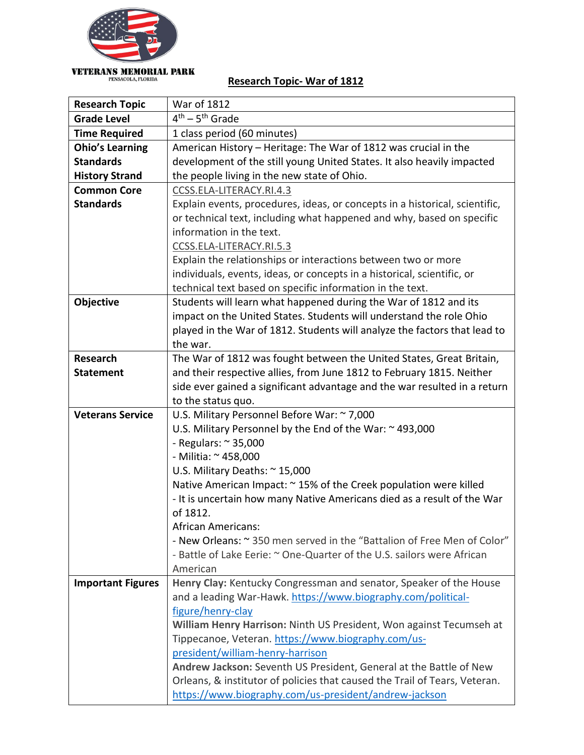VETERANS MEMORIAL PARK
PENSACOLA, FLORIDA

## Research Topic- War of 1812

| | |
|---|---|
| **Research Topic** | War of 1812 |
| **Grade Level** | 4th – 5th Grade |
| **Time Required** | 1 class period (60 minutes) |
| **Ohio's Learning Standards History Strand** | American History – Heritage: The War of 1812 was crucial in the development of the still young United States. It also heavily impacted the people living in the new state of Ohio. |
| **Common Core Standards** | CCSS.ELA-LITERACY.RI.4.3<br>Explain events, procedures, ideas, or concepts in a historical, scientific, or technical text, including what happened and why, based on specific information in the text.<br>CCSS.ELA-LITERACY.RI.5.3<br>Explain the relationships or interactions between two or more individuals, events, ideas, or concepts in a historical, scientific, or technical text based on specific information in the text. |
| **Objective** | Students will learn what happened during the War of 1812 and its impact on the United States. Students will understand the role Ohio played in the War of 1812. Students will analyze the factors that lead to the war. |
| **Research Statement** | The War of 1812 was fought between the United States, Great Britain, and their respective allies, from June 1812 to February 1815. Neither side ever gained a significant advantage and the war resulted in a return to the status quo. |
| **Veterans Service** | U.S. Military Personnel Before War: ~ 7,000<br>U.S. Military Personnel by the End of the War: ~ 493,000<br>- Regulars: ~ 35,000<br>- Militia: ~ 458,000<br>U.S. Military Deaths: ~ 15,000<br>Native American Impact: ~ 15% of the Creek population were killed<br>- It is uncertain how many Native Americans died as a result of the War of 1812.<br>African Americans:<br>- New Orleans: ~ 350 men served in the "Battalion of Free Men of Color"<br>- Battle of Lake Eerie: ~ One-Quarter of the U.S. sailors were African American |
| **Important Figures** | **Henry Clay:** Kentucky Congressman and senator, Speaker of the House and a leading War-Hawk. https://www.biography.com/political-figure/henry-clay<br>**William Henry Harrison:** Ninth US President, Won against Tecumseh at Tippecanoe, Veteran. https://www.biography.com/us-president/william-henry-harrison<br>**Andrew Jackson:** Seventh US President, General at the Battle of New Orleans, & institutor of policies that caused the Trail of Tears, Veteran. https://www.biography.com/us-president/andrew-jackson |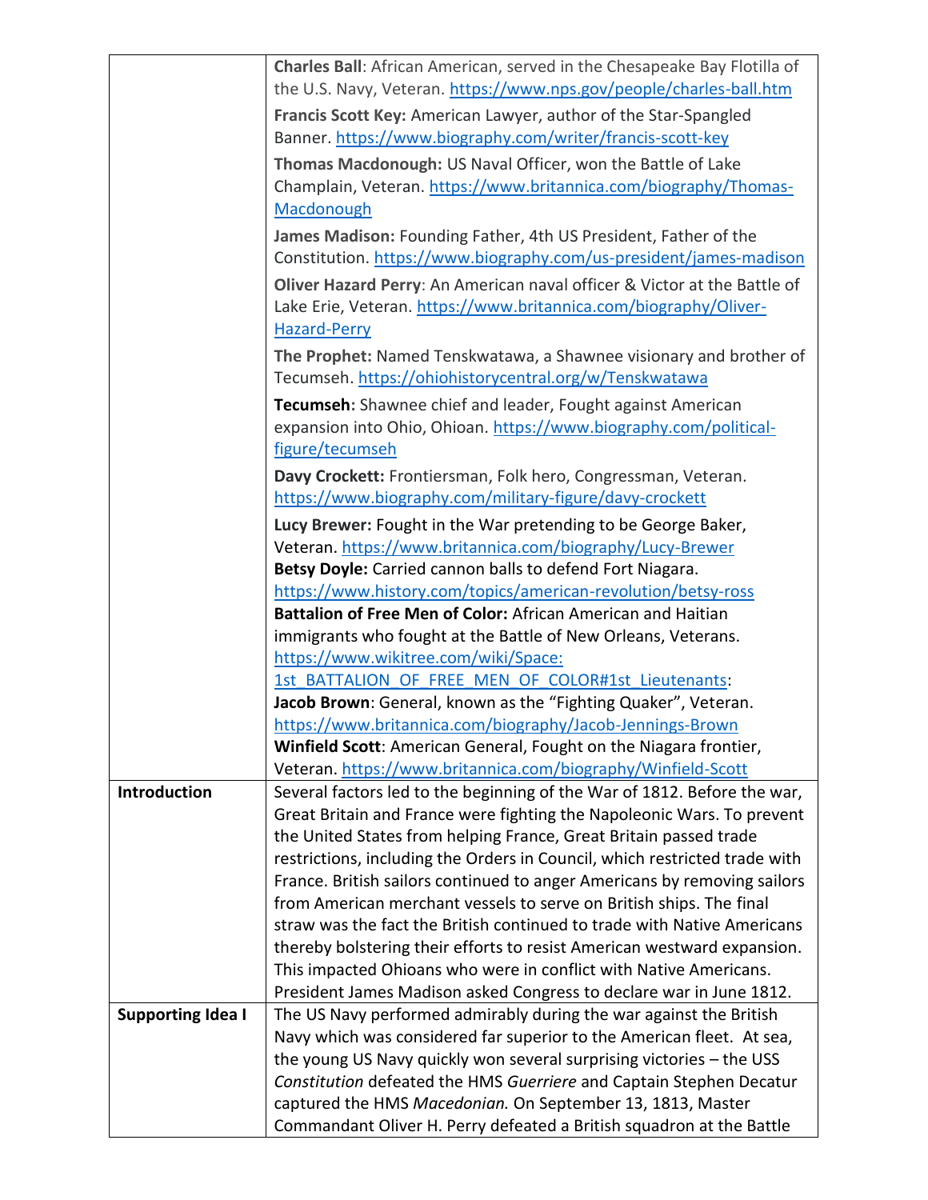| | |
|---|---|
| | **Charles Ball**: African American, served in the Chesapeake Bay Flotilla of the U.S. Navy, Veteran. https://www.nps.gov/people/charles-ball.htm<br><br>**Francis Scott Key:** American Lawyer, author of the Star-Spangled Banner. https://www.biography.com/writer/francis-scott-key<br><br>**Thomas Macdonough:** US Naval Officer, won the Battle of Lake Champlain, Veteran. https://www.britannica.com/biography/Thomas-Macdonough<br><br>**James Madison:** Founding Father, 4th US President, Father of the Constitution. https://www.biography.com/us-president/james-madison<br><br>**Oliver Hazard Perry**: An American naval officer & Victor at the Battle of Lake Erie, Veteran. https://www.britannica.com/biography/Oliver-Hazard-Perry<br><br>**The Prophet:** Named Tenskwatawa, a Shawnee visionary and brother of Tecumseh. https://ohiohistorycentral.org/w/Tenskwatawa<br><br>**Tecumseh:** Shawnee chief and leader, Fought against American expansion into Ohio, Ohioan. https://www.biography.com/political-figure/tecumseh<br><br>**Davy Crockett:** Frontiersman, Folk hero, Congressman, Veteran. https://www.biography.com/military-figure/davy-crockett<br><br>**Lucy Brewer:** Fought in the War pretending to be George Baker, Veteran. https://www.britannica.com/biography/Lucy-Brewer<br>**Betsy Doyle:** Carried cannon balls to defend Fort Niagara. https://www.history.com/topics/american-revolution/betsy-ross<br>**Battalion of Free Men of Color:** African American and Haitian immigrants who fought at the Battle of New Orleans, Veterans. https://www.wikitree.com/wiki/Space:1st_BATTALION_OF_FREE_MEN_OF_COLOR#1st_Lieutenants:<br>**Jacob Brown**: General, known as the "Fighting Quaker", Veteran. https://www.britannica.com/biography/Jacob-Jennings-Brown<br>**Winfield Scott**: American General, Fought on the Niagara frontier, Veteran. https://www.britannica.com/biography/Winfield-Scott |
| **Introduction** | Several factors led to the beginning of the War of 1812. Before the war, Great Britain and France were fighting the Napoleonic Wars. To prevent the United States from helping France, Great Britain passed trade restrictions, including the Orders in Council, which restricted trade with France. British sailors continued to anger Americans by removing sailors from American merchant vessels to serve on British ships. The final straw was the fact the British continued to trade with Native Americans thereby bolstering their efforts to resist American westward expansion. This impacted Ohioans who were in conflict with Native Americans. President James Madison asked Congress to declare war in June 1812. |
| **Supporting Idea I** | The US Navy performed admirably during the war against the British Navy which was considered far superior to the American fleet. At sea, the young US Navy quickly won several surprising victories – the USS *Constitution* defeated the HMS *Guerriere* and Captain Stephen Decatur captured the HMS *Macedonian.* On September 13, 1813, Master Commandant Oliver H. Perry defeated a British squadron at the Battle |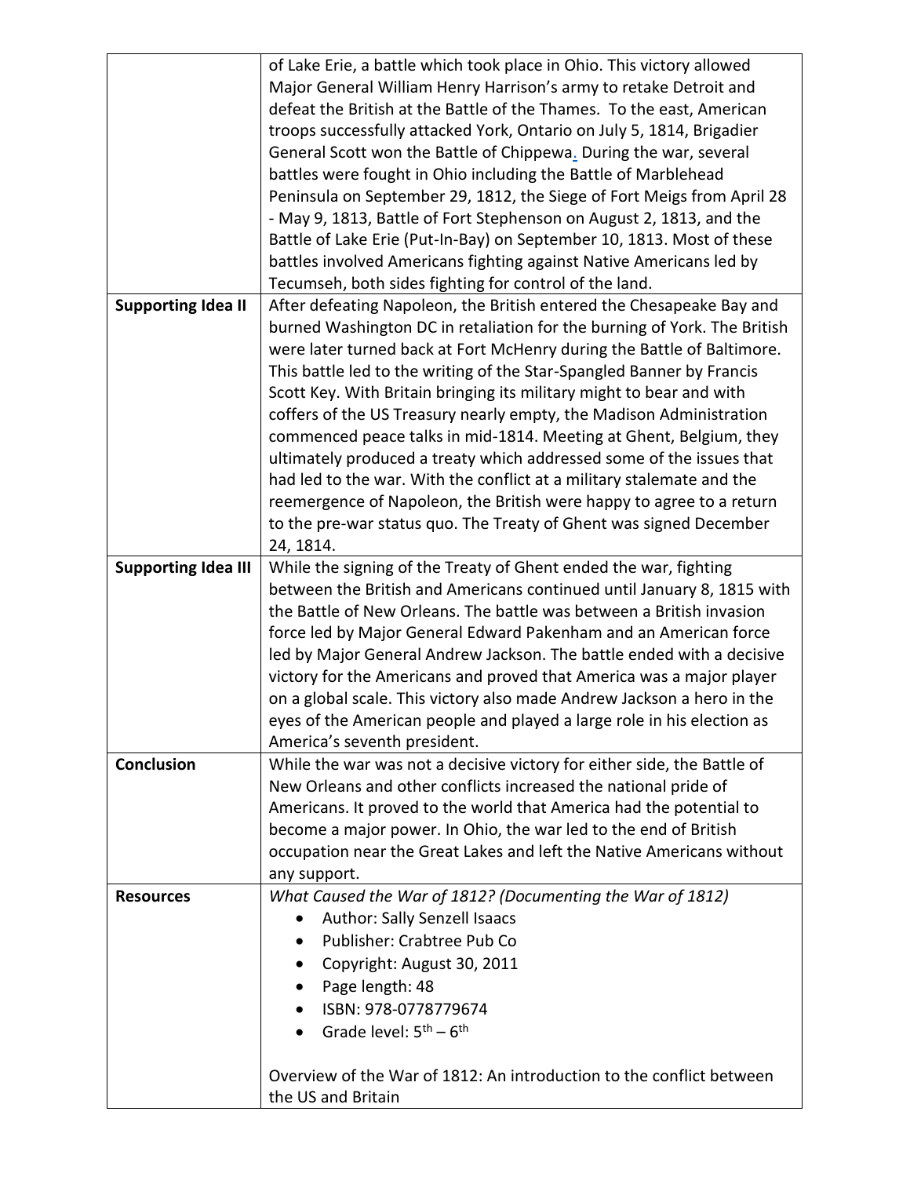| | |
|---|---|
| | of Lake Erie, a battle which took place in Ohio. This victory allowed Major General William Henry Harrison's army to retake Detroit and defeat the British at the Battle of the Thames. To the east, American troops successfully attacked York, Ontario on July 5, 1814, Brigadier General Scott won the Battle of Chippewa. During the war, several battles were fought in Ohio including the Battle of Marblehead Peninsula on September 29, 1812, the Siege of Fort Meigs from April 28 - May 9, 1813, Battle of Fort Stephenson on August 2, 1813, and the Battle of Lake Erie (Put-In-Bay) on September 10, 1813. Most of these battles involved Americans fighting against Native Americans led by Tecumseh, both sides fighting for control of the land. |
| **Supporting Idea II** | After defeating Napoleon, the British entered the Chesapeake Bay and burned Washington DC in retaliation for the burning of York. The British were later turned back at Fort McHenry during the Battle of Baltimore. This battle led to the writing of the Star-Spangled Banner by Francis Scott Key. With Britain bringing its military might to bear and with coffers of the US Treasury nearly empty, the Madison Administration commenced peace talks in mid-1814. Meeting at Ghent, Belgium, they ultimately produced a treaty which addressed some of the issues that had led to the war. With the conflict at a military stalemate and the reemergence of Napoleon, the British were happy to agree to a return to the pre-war status quo. The Treaty of Ghent was signed December 24, 1814. |
| **Supporting Idea III** | While the signing of the Treaty of Ghent ended the war, fighting between the British and Americans continued until January 8, 1815 with the Battle of New Orleans. The battle was between a British invasion force led by Major General Edward Pakenham and an American force led by Major General Andrew Jackson. The battle ended with a decisive victory for the Americans and proved that America was a major player on a global scale. This victory also made Andrew Jackson a hero in the eyes of the American people and played a large role in his election as America's seventh president. |
| **Conclusion** | While the war was not a decisive victory for either side, the Battle of New Orleans and other conflicts increased the national pride of Americans. It proved to the world that America had the potential to become a major power. In Ohio, the war led to the end of British occupation near the Great Lakes and left the Native Americans without any support. |
| **Resources** | *What Caused the War of 1812? (Documenting the War of 1812)*<br>• Author: Sally Senzell Isaacs<br>• Publisher: Crabtree Pub Co<br>• Copyright: August 30, 2011<br>• Page length: 48<br>• ISBN: 978-0778779674<br>• Grade level: 5th – 6th<br><br>Overview of the War of 1812: An introduction to the conflict between the US and Britain |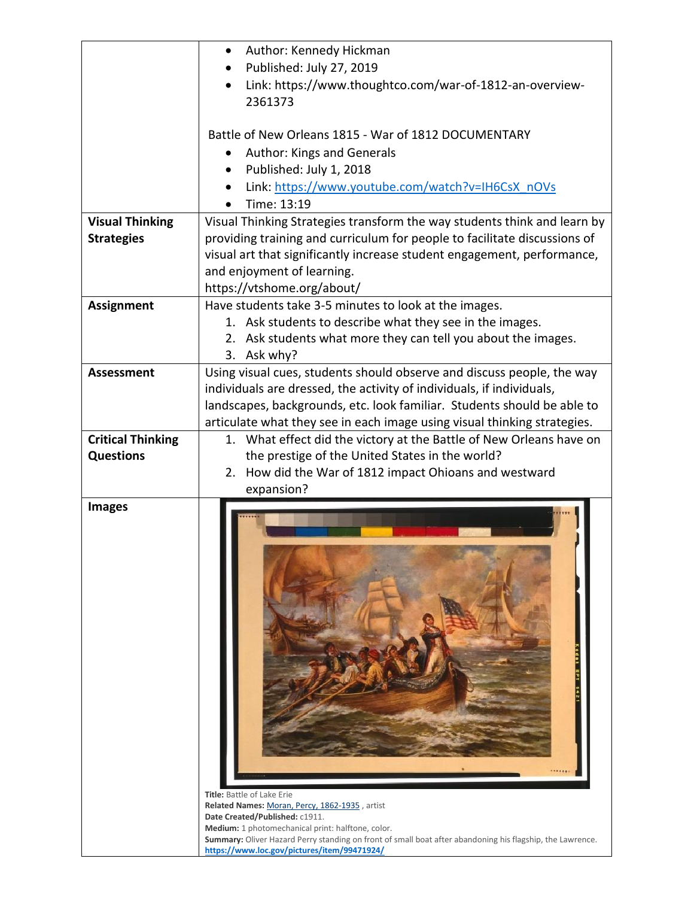| | |
|---|---|
| | • Author: Kennedy Hickman<br>• Published: July 27, 2019<br>• Link: https://www.thoughtco.com/war-of-1812-an-overview-2361373<br><br>Battle of New Orleans 1815 - War of 1812 DOCUMENTARY<br>• Author: Kings and Generals<br>• Published: July 1, 2018<br>• Link: https://www.youtube.com/watch?v=IH6CsX_nOVs<br>• Time: 13:19 |
| **Visual Thinking Strategies** | Visual Thinking Strategies transform the way students think and learn by providing training and curriculum for people to facilitate discussions of visual art that significantly increase student engagement, performance, and enjoyment of learning.<br>https://vtshome.org/about/ |
| **Assignment** | Have students take 3-5 minutes to look at the images.<br>1. Ask students to describe what they see in the images.<br>2. Ask students what more they can tell you about the images.<br>3. Ask why? |
| **Assessment** | Using visual cues, students should observe and discuss people, the way individuals are dressed, the activity of individuals, if individuals, landscapes, backgrounds, etc. look familiar. Students should be able to articulate what they see in each image using visual thinking strategies. |
| **Critical Thinking Questions** | 1. What effect did the victory at the Battle of New Orleans have on the prestige of the United States in the world?<br>2. How did the War of 1812 impact Ohioans and westward expansion? |
| **Images** | **Title:** Battle of Lake Erie<br>**Related Names:** Moran, Percy, 1862-1935 , artist<br>**Date Created/Published:** c1911.<br>**Medium:** 1 photomechanical print: halftone, color.<br>**Summary:** Oliver Hazard Perry standing on front of small boat after abandoning his flagship, the Lawrence.<br>https://www.loc.gov/pictures/item/99471924/ |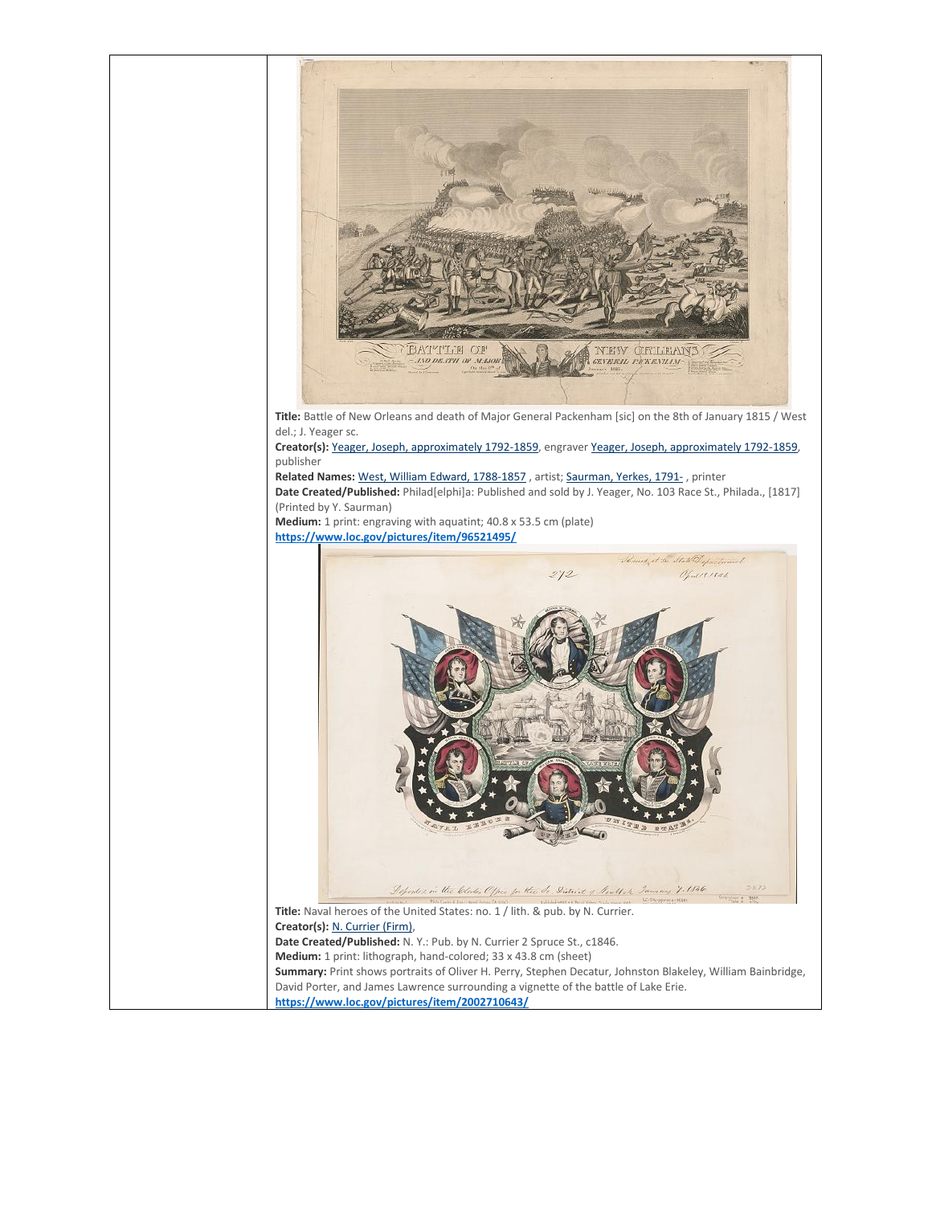**Title:** Battle of New Orleans and death of Major General Packenham [sic] on the 8th of January 1815 / West del.; J. Yeager sc.
**Creator(s):** Yeager, Joseph, approximately 1792-1859, engraver Yeager, Joseph, approximately 1792-1859, publisher
**Related Names:** West, William Edward, 1788-1857 , artist; Saurman, Yerkes, 1791- , printer
**Date Created/Published:** Philad[elphi]a: Published and sold by J. Yeager, No. 103 Race St., Philada., [1817] (Printed by Y. Saurman)
**Medium:** 1 print: engraving with aquatint; 40.8 x 53.5 cm (plate)
**https://www.loc.gov/pictures/item/96521495/**

**Title:** Naval heroes of the United States: no. 1 / lith. & pub. by N. Currier.
**Creator(s):** N. Currier (Firm),
**Date Created/Published:** N. Y.: Pub. by N. Currier 2 Spruce St., c1846.
**Medium:** 1 print: lithograph, hand-colored; 33 x 43.8 cm (sheet)
**Summary:** Print shows portraits of Oliver H. Perry, Stephen Decatur, Johnston Blakeley, William Bainbridge, David Porter, and James Lawrence surrounding a vignette of the battle of Lake Erie.
**https://www.loc.gov/pictures/item/2002710643/**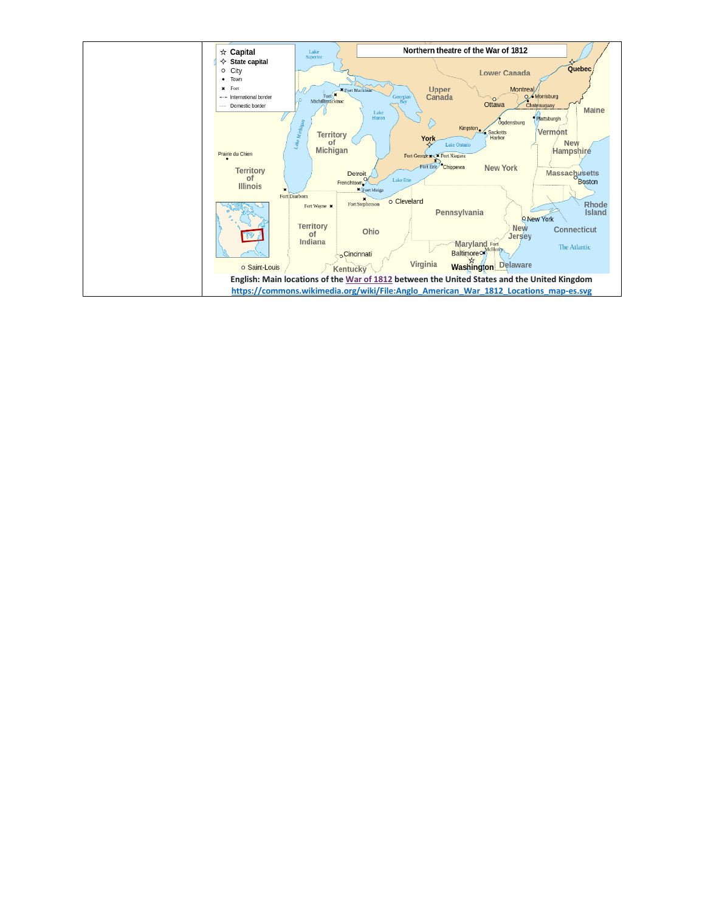| | |
|---|---|
| | Northern theatre of the War of 1812<br><br>Capital<br>State capital<br>City<br>Town<br>Fort<br>International border<br>Domestic border<br><br>Lake Superior<br>Lower Canada<br>Quebec<br>Upper Canada<br>Montreal<br>Ottawa<br>Morrisburg<br>Chateauguay<br>Maine<br>Fort Mackinac<br>Fort Michilimackinac<br>Georgian Bay<br>Lake Huron<br>Plattsburgh<br>Ogdensburg<br>Kingston<br>Sacketts Harbor<br>Vermont<br>Territory of Michigan<br>Lake Michigan<br>York<br>Lake Ontario<br>New Hampshire<br>Prairie du Chien<br>Fort George<br>Fort Niagara<br>Fort Erie<br>Chippewa<br>New York<br>Massachusetts<br>Boston<br>Territory of Illinois<br>Detroit<br>Frenchtown<br>Fort Meigs<br>Lake Erie<br>Fort Dearborn<br>Fort Wayne<br>Fort Stephenson<br>Cleveland<br>Rhode Island<br>Pennsylvania<br>New York<br>Territory of Indiana<br>Ohio<br>New Jersey<br>Connecticut<br>Maryland<br>Fort McHenry<br>Baltimore<br>The Atlantic<br>Cincinnati<br>Saint-Louis<br>Kentucky<br>Virginia<br>Washington<br>Delaware<br><br>**English: Main locations of the War of 1812 between the United States and the United Kingdom**<br>**https://commons.wikimedia.org/wiki/File:Anglo_American_War_1812_Locations_map-es.svg** |